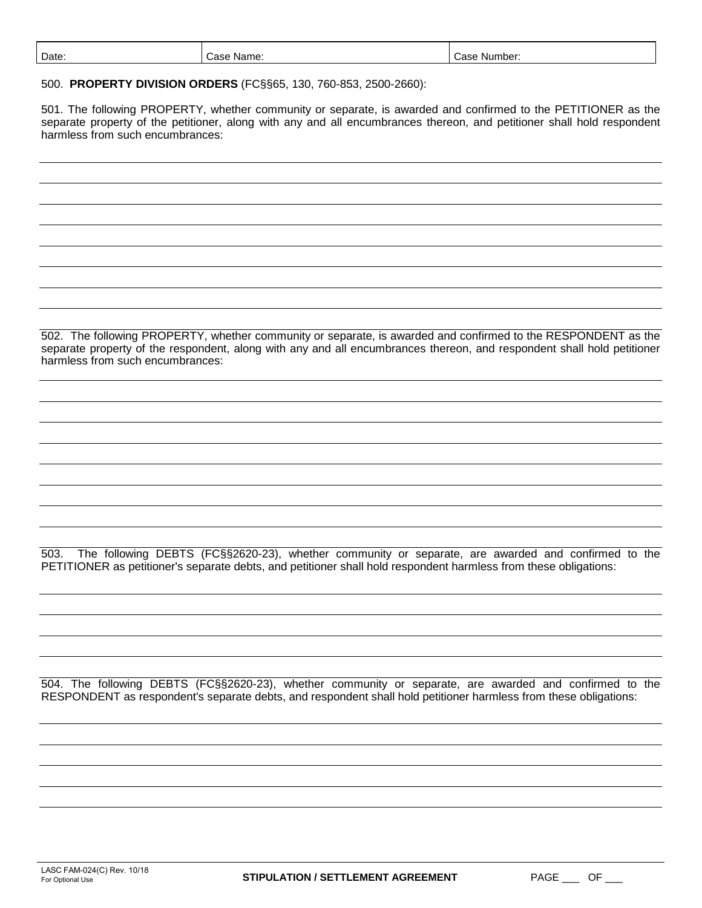| Date: | Case Name: | Case Number: |
|---|---|---|

500. **PROPERTY DIVISION ORDERS** (FC§§65, 130, 760-853, 2500-2660):

501. The following PROPERTY, whether community or separate, is awarded and confirmed to the PETITIONER as the separate property of the petitioner, along with any and all encumbrances thereon, and petitioner shall hold respondent harmless from such encumbrances:

502. The following PROPERTY, whether community or separate, is awarded and confirmed to the RESPONDENT as the separate property of the respondent, along with any and all encumbrances thereon, and respondent shall hold petitioner harmless from such encumbrances:

503. The following DEBTS (FC§§2620-23), whether community or separate, are awarded and confirmed to the PETITIONER as petitioner's separate debts, and petitioner shall hold respondent harmless from these obligations:

504. The following DEBTS (FC§§2620-23), whether community or separate, are awarded and confirmed to the RESPONDENT as respondent's separate debts, and respondent shall hold petitioner harmless from these obligations:

LASC FAM-024(C) Rev. 10/18
For Optional Use

**STIPULATION / SETTLEMENT AGREEMENT**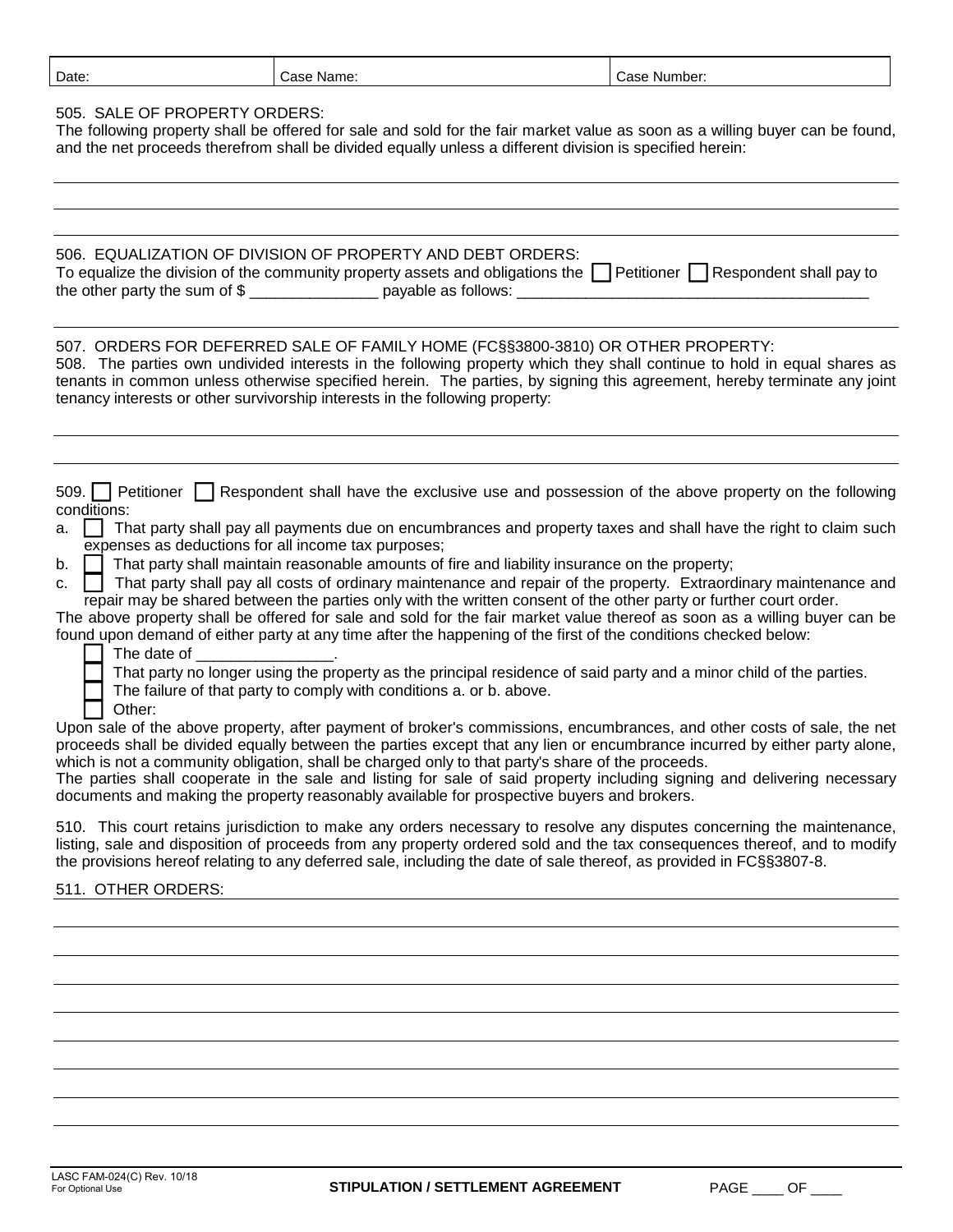| Date: | Case Name: | Case Number: |
|---|---|---|

505. SALE OF PROPERTY ORDERS:
The following property shall be offered for sale and sold for the fair market value as soon as a willing buyer can be found, and the net proceeds therefrom shall be divided equally unless a different division is specified herein:

506. EQUALIZATION OF DIVISION OF PROPERTY AND DEBT ORDERS:
To equalize the division of the community property assets and obligations the ☐ Petitioner ☐ Respondent shall pay to the other party the sum of $ _______________ payable as follows: ___________________________________________

507. ORDERS FOR DEFERRED SALE OF FAMILY HOME (FC§§3800-3810) OR OTHER PROPERTY:
508. The parties own undivided interests in the following property which they shall continue to hold in equal shares as tenants in common unless otherwise specified herein. The parties, by signing this agreement, hereby terminate any joint tenancy interests or other survivorship interests in the following property:

509. ☐ Petitioner ☐ Respondent shall have the exclusive use and possession of the above property on the following conditions:

a. ☐ That party shall pay all payments due on encumbrances and property taxes and shall have the right to claim such expenses as deductions for all income tax purposes;
b. ☐ That party shall maintain reasonable amounts of fire and liability insurance on the property;
c. ☐ That party shall pay all costs of ordinary maintenance and repair of the property. Extraordinary maintenance and repair may be shared between the parties only with the written consent of the other party or further court order.

The above property shall be offered for sale and sold for the fair market value thereof as soon as a willing buyer can be found upon demand of either party at any time after the happening of the first of the conditions checked below:

- ☐ The date of ________________.
- ☐ That party no longer using the property as the principal residence of said party and a minor child of the parties.
- ☐ The failure of that party to comply with conditions a. or b. above.
- ☐ Other:

Upon sale of the above property, after payment of broker's commissions, encumbrances, and other costs of sale, the net proceeds shall be divided equally between the parties except that any lien or encumbrance incurred by either party alone, which is not a community obligation, shall be charged only to that party's share of the proceeds.
The parties shall cooperate in the sale and listing for sale of said property including signing and delivering necessary documents and making the property reasonably available for prospective buyers and brokers.

510. This court retains jurisdiction to make any orders necessary to resolve any disputes concerning the maintenance, listing, sale and disposition of proceeds from any property ordered sold and the tax consequences thereof, and to modify the provisions hereof relating to any deferred sale, including the date of sale thereof, as provided in FC§§3807-8.

511. OTHER ORDERS:

LASC FAM-024(C) Rev. 10/18
For Optional Use

**STIPULATION / SETTLEMENT AGREEMENT**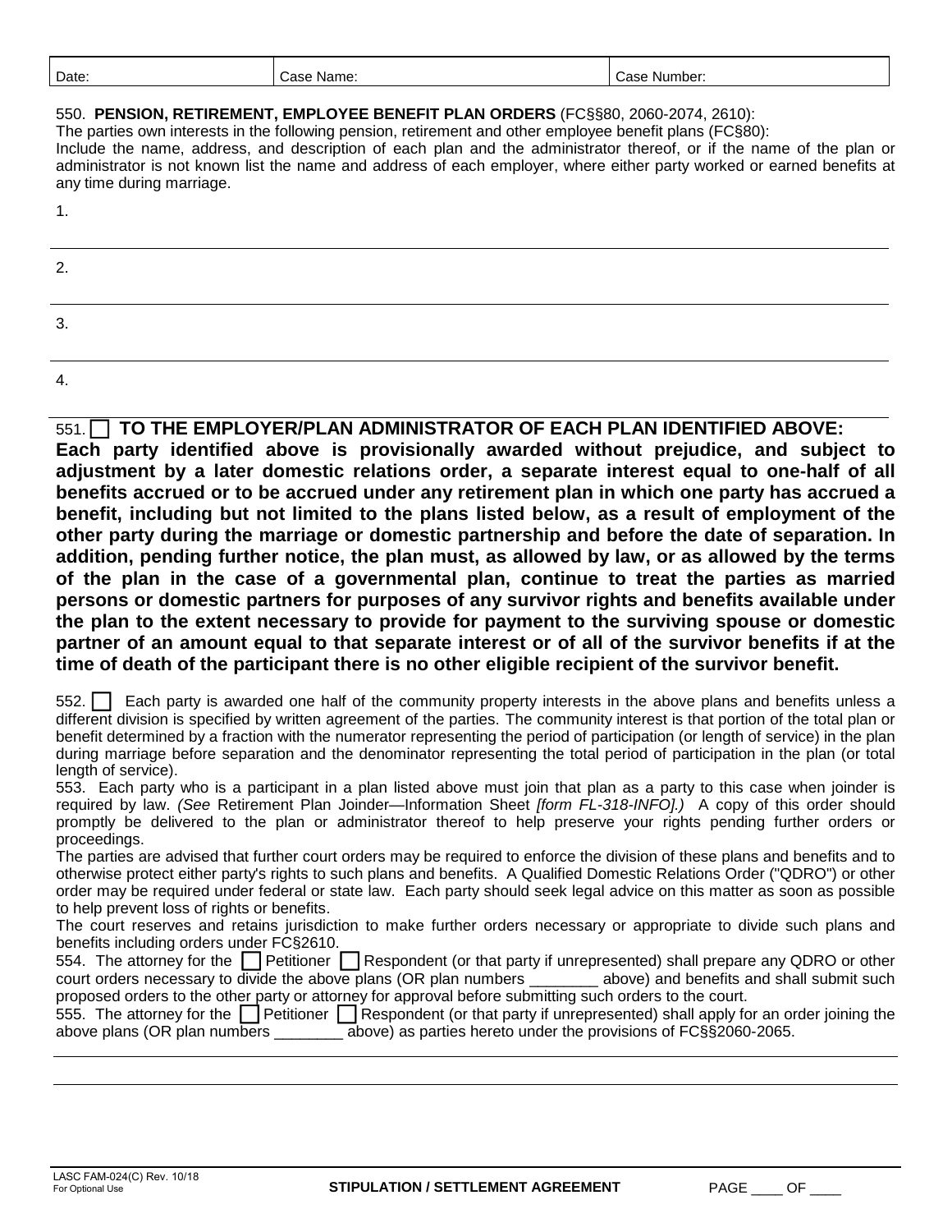| Date: | Case Name: | Case Number: |
| --- | --- | --- |

550. **PENSION, RETIREMENT, EMPLOYEE BENEFIT PLAN ORDERS** (FC§§80, 2060-2074, 2610):
The parties own interests in the following pension, retirement and other employee benefit plans (FC§80):
Include the name, address, and description of each plan and the administrator thereof, or if the name of the plan or administrator is not known list the name and address of each employer, where either party worked or earned benefits at any time during marriage.

1. 

2. 

3. 

4. 

551. ☐ **TO THE EMPLOYER/PLAN ADMINISTRATOR OF EACH PLAN IDENTIFIED ABOVE: Each party identified above is provisionally awarded without prejudice, and subject to adjustment by a later domestic relations order, a separate interest equal to one-half of all benefits accrued or to be accrued under any retirement plan in which one party has accrued a benefit, including but not limited to the plans listed below, as a result of employment of the other party during the marriage or domestic partnership and before the date of separation. In addition, pending further notice, the plan must, as allowed by law, or as allowed by the terms of the plan in the case of a governmental plan, continue to treat the parties as married persons or domestic partners for purposes of any survivor rights and benefits available under the plan to the extent necessary to provide for payment to the surviving spouse or domestic partner of an amount equal to that separate interest or of all of the survivor benefits if at the time of death of the participant there is no other eligible recipient of the survivor benefit.**

552. ☐ Each party is awarded one half of the community property interests in the above plans and benefits unless a different division is specified by written agreement of the parties. The community interest is that portion of the total plan or benefit determined by a fraction with the numerator representing the period of participation (or length of service) in the plan during marriage before separation and the denominator representing the total period of participation in the plan (or total length of service).

553. Each party who is a participant in a plan listed above must join that plan as a party to this case when joinder is required by law. *(See* Retirement Plan Joinder—Information Sheet *[form FL-318-INFO].)* A copy of this order should promptly be delivered to the plan or administrator thereof to help preserve your rights pending further orders or proceedings.
The parties are advised that further court orders may be required to enforce the division of these plans and benefits and to otherwise protect either party's rights to such plans and benefits. A Qualified Domestic Relations Order ("QDRO") or other order may be required under federal or state law. Each party should seek legal advice on this matter as soon as possible to help prevent loss of rights or benefits.
The court reserves and retains jurisdiction to make further orders necessary or appropriate to divide such plans and benefits including orders under FC§2610.

554. The attorney for the ☐ Petitioner ☐ Respondent (or that party if unrepresented) shall prepare any QDRO or other court orders necessary to divide the above plans (OR plan numbers ________ above) and benefits and shall submit such proposed orders to the other party or attorney for approval before submitting such orders to the court.

555. The attorney for the ☐ Petitioner ☐ Respondent (or that party if unrepresented) shall apply for an order joining the above plans (OR plan numbers ________ above) as parties hereto under the provisions of FC§§2060-2065.

LASC FAM-024(C) Rev. 10/18
For Optional Use

**STIPULATION / SETTLEMENT AGREEMENT**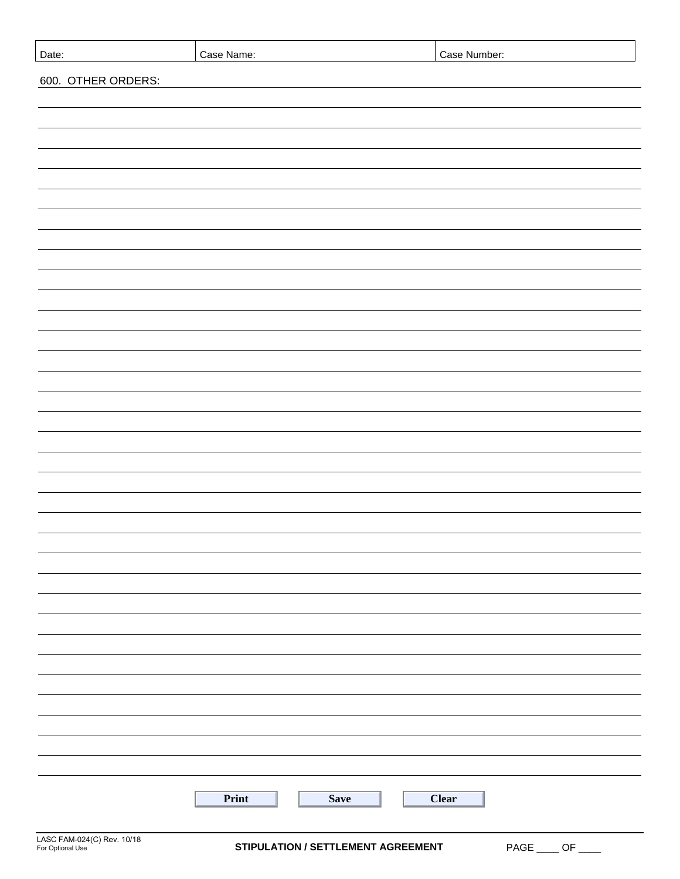| Date: | Case Name: | Case Number: |
| --- | --- | --- |

600. OTHER ORDERS:

Print Save Clear

LASC FAM-024(C) Rev. 10/18
For Optional Use

**STIPULATION / SETTLEMENT AGREEMENT**

PAGE ____ OF ____